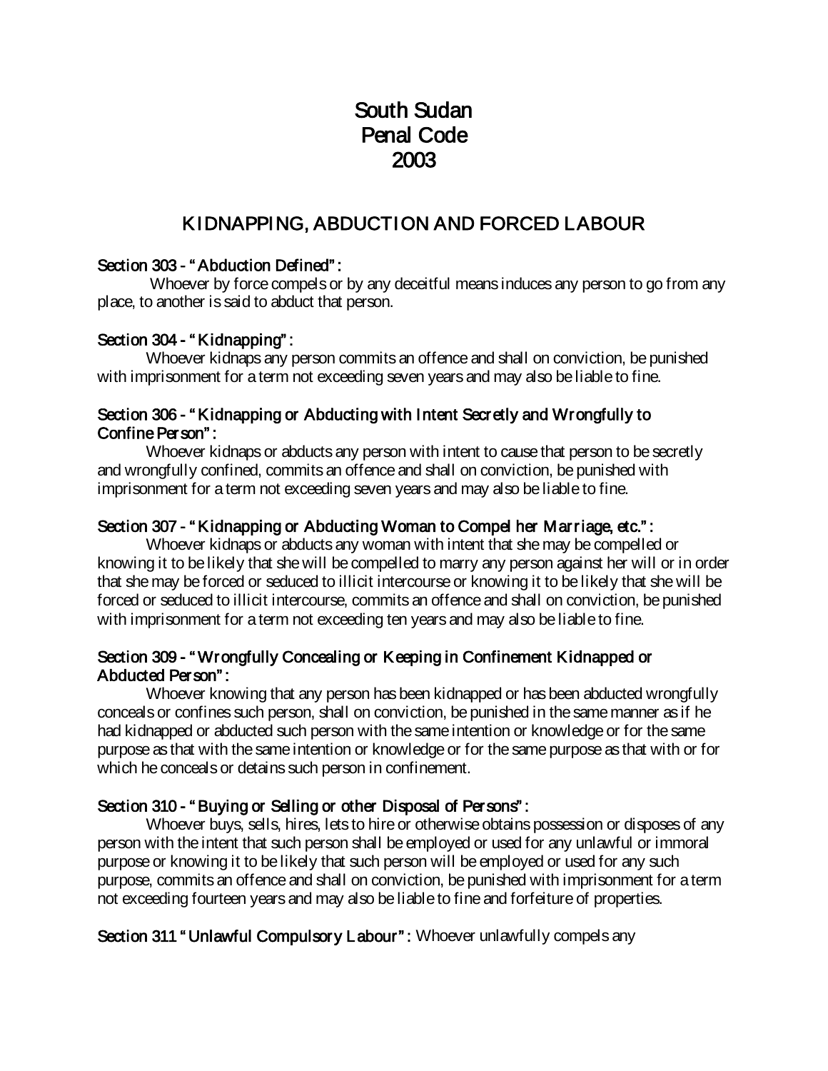# South Sudan
# Penal Code
# 2003

## KIDNAPPING, ABDUCTION AND FORCED LABOUR

### Section 303 - "Abduction Defined":

Whoever by force compels or by any deceitful means induces any person to go from any place, to another is said to abduct that person.

### Section 304 - "Kidnapping":

Whoever kidnaps any person commits an offence and shall on conviction, be punished with imprisonment for a term not exceeding seven years and may also be liable to fine.

### Section 306 - "Kidnapping or Abducting with Intent Secretly and Wrongfully to Confine Person":

Whoever kidnaps or abducts any person with intent to cause that person to be secretly and wrongfully confined, commits an offence and shall on conviction, be punished with imprisonment for a term not exceeding seven years and may also be liable to fine.

### Section 307 - "Kidnapping or Abducting Woman to Compel her Marriage, etc.":

Whoever kidnaps or abducts any woman with intent that she may be compelled or knowing it to be likely that she will be compelled to marry any person against her will or in order that she may be forced or seduced to illicit intercourse or knowing it to be likely that she will be forced or seduced to illicit intercourse, commits an offence and shall on conviction, be punished with imprisonment for a term not exceeding ten years and may also be liable to fine.

### Section 309 - "Wrongfully Concealing or Keeping in Confinement Kidnapped or Abducted Person":

Whoever knowing that any person has been kidnapped or has been abducted wrongfully conceals or confines such person, shall on conviction, be punished in the same manner as if he had kidnapped or abducted such person with the same intention or knowledge or for the same purpose as that with the same intention or knowledge or for the same purpose as that with or for which he conceals or detains such person in confinement.

### Section 310 - "Buying or Selling or other Disposal of Persons":

Whoever buys, sells, hires, lets to hire or otherwise obtains possession or disposes of any person with the intent that such person shall be employed or used for any unlawful or immoral purpose or knowing it to be likely that such person will be employed or used for any such purpose, commits an offence and shall on conviction, be punished with imprisonment for a term not exceeding fourteen years and may also be liable to fine and forfeiture of properties.

**Section 311 "Unlawful Compulsory Labour":** Whoever unlawfully compels any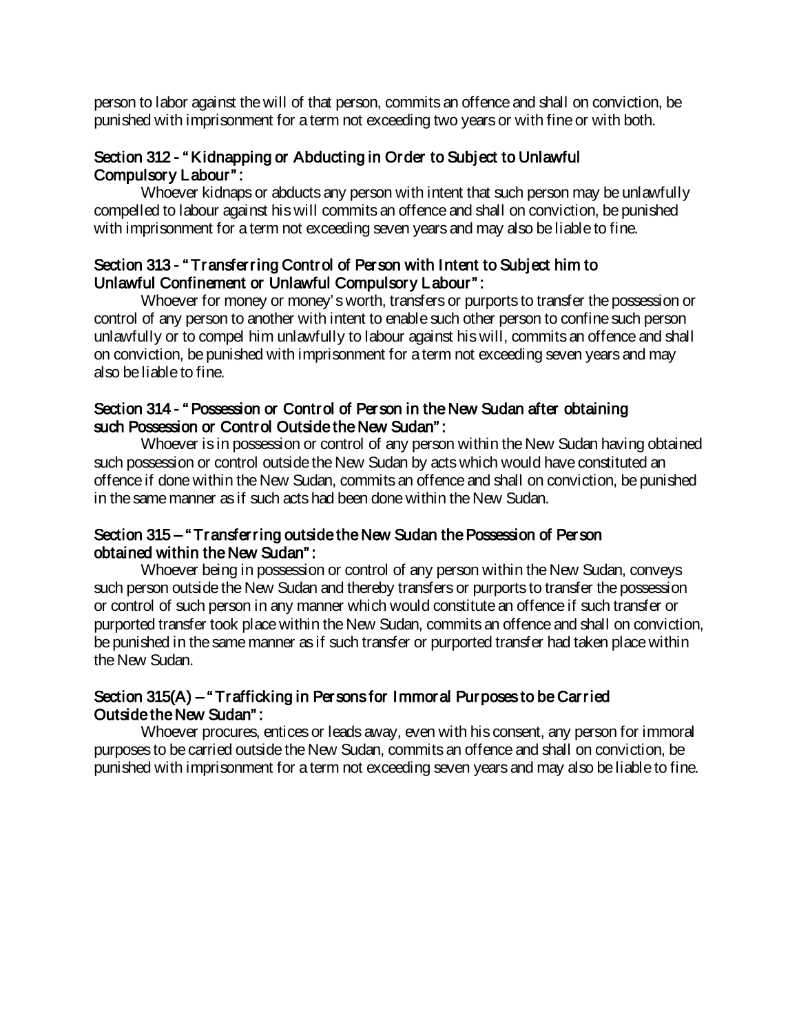person to labor against the will of that person, commits an offence and shall on conviction, be punished with imprisonment for a term not exceeding two years or with fine or with both.

### Section 312 - "Kidnapping or Abducting in Order to Subject to Unlawful Compulsory Labour":

Whoever kidnaps or abducts any person with intent that such person may be unlawfully compelled to labour against his will commits an offence and shall on conviction, be punished with imprisonment for a term not exceeding seven years and may also be liable to fine.

### Section 313 - "Transferring Control of Person with Intent to Subject him to Unlawful Confinement or Unlawful Compulsory Labour":

Whoever for money or money's worth, transfers or purports to transfer the possession or control of any person to another with intent to enable such other person to confine such person unlawfully or to compel him unlawfully to labour against his will, commits an offence and shall on conviction, be punished with imprisonment for a term not exceeding seven years and may also be liable to fine.

### Section 314 - "Possession or Control of Person in the New Sudan after obtaining such Possession or Control Outside the New Sudan":

Whoever is in possession or control of any person within the New Sudan having obtained such possession or control outside the New Sudan by acts which would have constituted an offence if done within the New Sudan, commits an offence and shall on conviction, be punished in the same manner as if such acts had been done within the New Sudan.

### Section 315 – "Transferring outside the New Sudan the Possession of Person obtained within the New Sudan":

Whoever being in possession or control of any person within the New Sudan, conveys such person outside the New Sudan and thereby transfers or purports to transfer the possession or control of such person in any manner which would constitute an offence if such transfer or purported transfer took place within the New Sudan, commits an offence and shall on conviction, be punished in the same manner as if such transfer or purported transfer had taken place within the New Sudan.

### Section 315(A) – "Trafficking in Persons for Immoral Purposes to be Carried Outside the New Sudan":

Whoever procures, entices or leads away, even with his consent, any person for immoral purposes to be carried outside the New Sudan, commits an offence and shall on conviction, be punished with imprisonment for a term not exceeding seven years and may also be liable to fine.